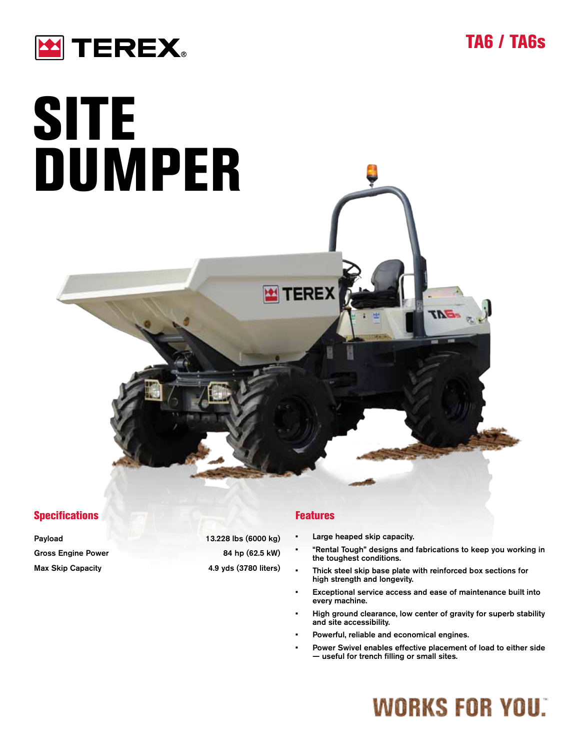TEREX

## TA6 / TA6s

# SITE DUMPER

## Specifications

| | |
|---|---|
| Payload | 13.228 lbs (6000 kg) |
| Gross Engine Power | 84 hp (62.5 kW) |
| Max Skip Capacity | 4.9 yds (3780 liters) |

## Features

- Large heaped skip capacity.
- "Rental Tough" designs and fabrications to keep you working in the toughest conditions.
- Thick steel skip base plate with reinforced box sections for high strength and longevity.
- Exceptional service access and ease of maintenance built into every machine.
- High ground clearance, low center of gravity for superb stability and site accessibility.
- Powerful, reliable and economical engines.
- Power Swivel enables effective placement of load to either side — useful for trench filling or small sites.

WORKS FOR YOU.™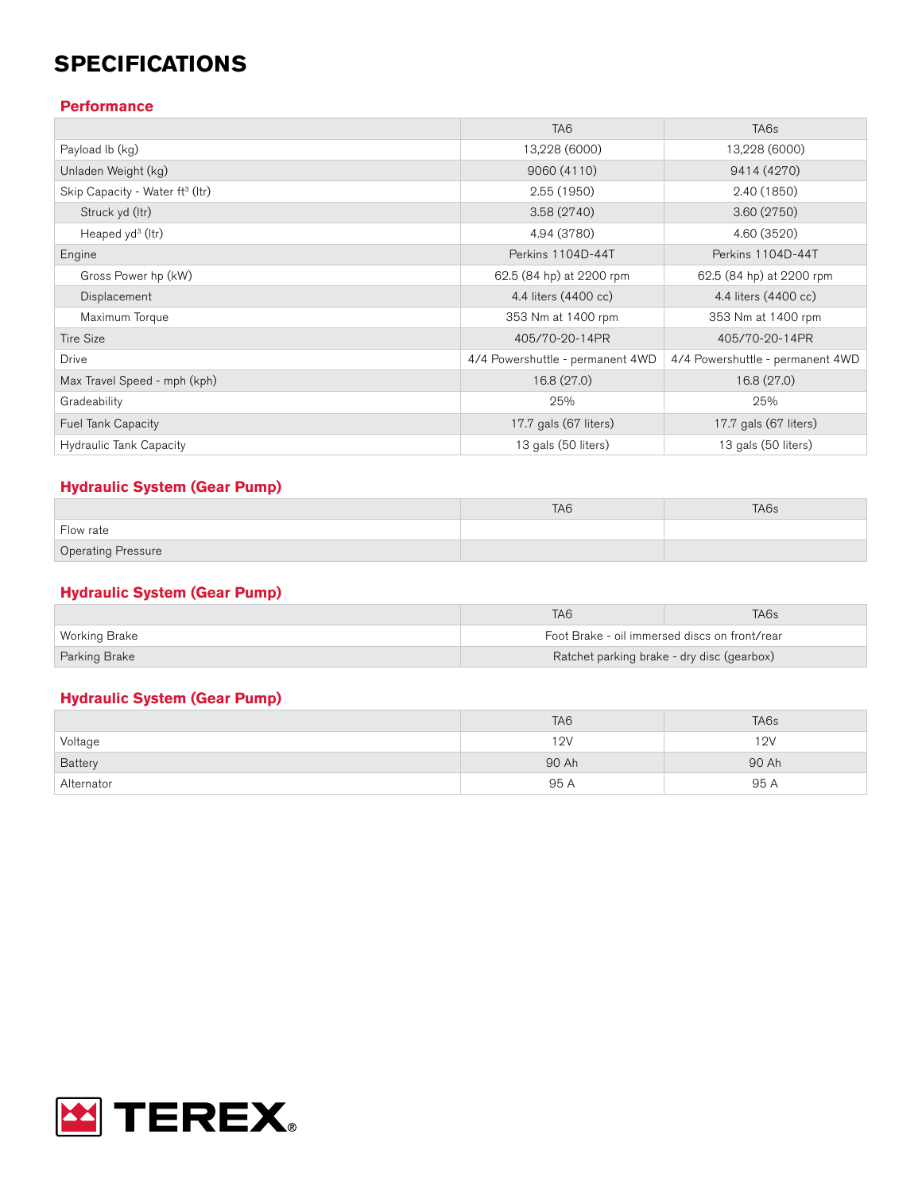# SPECIFICATIONS

## Performance

| | TA6 | TA6s |
|---|---|---|
| Payload lb (kg) | 13,228 (6000) | 13,228 (6000) |
| Unladen Weight (kg) | 9060 (4110) | 9414 (4270) |
| Skip Capacity - Water ft³ (ltr) | 2.55 (1950) | 2.40 (1850) |
| Struck yd (ltr) | 3.58 (2740) | 3.60 (2750) |
| Heaped yd³ (ltr) | 4.94 (3780) | 4.60 (3520) |
| Engine | Perkins 1104D-44T | Perkins 1104D-44T |
| Gross Power hp (kW) | 62.5 (84 hp) at 2200 rpm | 62.5 (84 hp) at 2200 rpm |
| Displacement | 4.4 liters (4400 cc) | 4.4 liters (4400 cc) |
| Maximum Torque | 353 Nm at 1400 rpm | 353 Nm at 1400 rpm |
| Tire Size | 405/70-20-14PR | 405/70-20-14PR |
| Drive | 4/4 Powershuttle - permanent 4WD | 4/4 Powershuttle - permanent 4WD |
| Max Travel Speed - mph (kph) | 16.8 (27.0) | 16.8 (27.0) |
| Gradeability | 25% | 25% |
| Fuel Tank Capacity | 17.7 gals (67 liters) | 17.7 gals (67 liters) |
| Hydraulic Tank Capacity | 13 gals (50 liters) | 13 gals (50 liters) |

## Hydraulic System (Gear Pump)

| | TA6 | TA6s |
|---|---|---|
| Flow rate | | |
| Operating Pressure | | |

## Hydraulic System (Gear Pump)

| | TA6 | TA6s |
|---|---|---|
| Working Brake | Foot Brake - oil immersed discs on front/rear | |
| Parking Brake | Ratchet parking brake - dry disc (gearbox) | |

## Hydraulic System (Gear Pump)

| | TA6 | TA6s |
|---|---|---|
| Voltage | 12V | 12V |
| Battery | 90 Ah | 90 Ah |
| Alternator | 95 A | 95 A |

TEREX®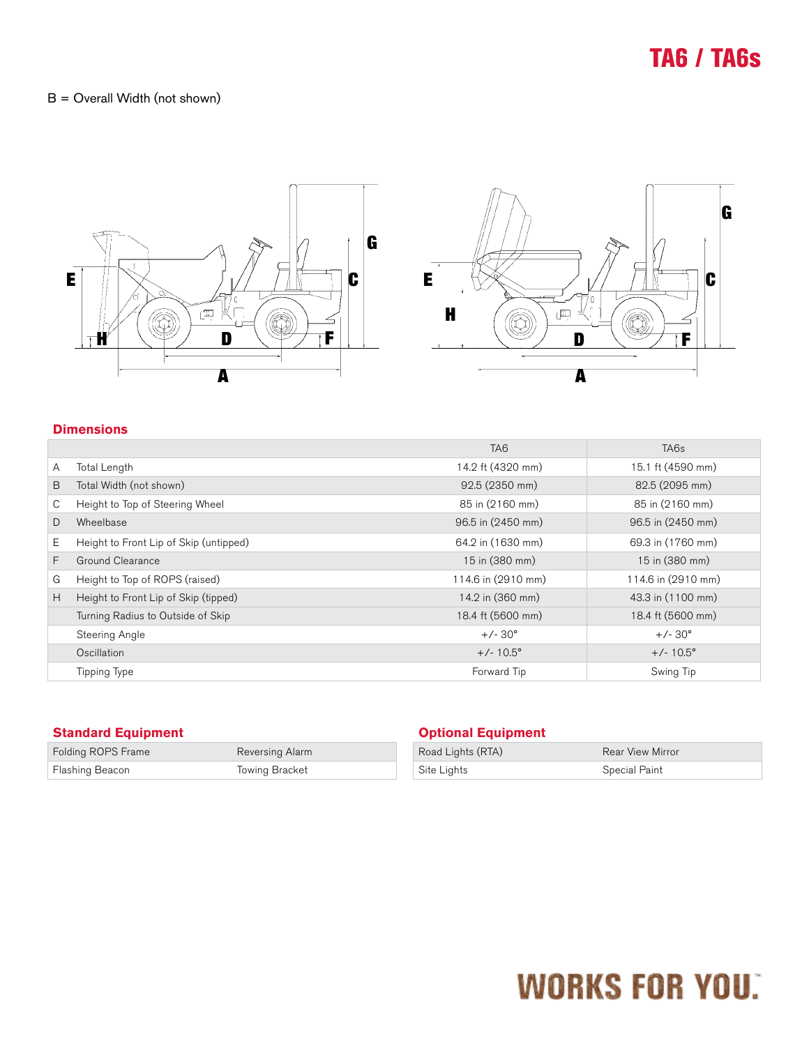# TA6 / TA6s

B = Overall Width (not shown)

## Dimensions

| | | TA6 | TA6s |
|---|---|---|---|
| A | Total Length | 14.2 ft (4320 mm) | 15.1 ft (4590 mm) |
| B | Total Width (not shown) | 92.5 (2350 mm) | 82.5 (2095 mm) |
| C | Height to Top of Steering Wheel | 85 in (2160 mm) | 85 in (2160 mm) |
| D | Wheelbase | 96.5 in (2450 mm) | 96.5 in (2450 mm) |
| E | Height to Front Lip of Skip (untipped) | 64.2 in (1630 mm) | 69.3 in (1760 mm) |
| F | Ground Clearance | 15 in (380 mm) | 15 in (380 mm) |
| G | Height to Top of ROPS (raised) | 114.6 in (2910 mm) | 114.6 in (2910 mm) |
| H | Height to Front Lip of Skip (tipped) | 14.2 in (360 mm) | 43.3 in (1100 mm) |
| | Turning Radius to Outside of Skip | 18.4 ft (5600 mm) | 18.4 ft (5600 mm) |
| | Steering Angle | +/- 30° | +/- 30° |
| | Oscillation | +/- 10.5° | +/- 10.5° |
| | Tipping Type | Forward Tip | Swing Tip |

## Standard Equipment

| | |
|---|---|
| Folding ROPS Frame | Reversing Alarm |
| Flashing Beacon | Towing Bracket |

## Optional Equipment

| | |
|---|---|
| Road Lights (RTA) | Rear View Mirror |
| Site Lights | Special Paint |

WORKS FOR YOU.™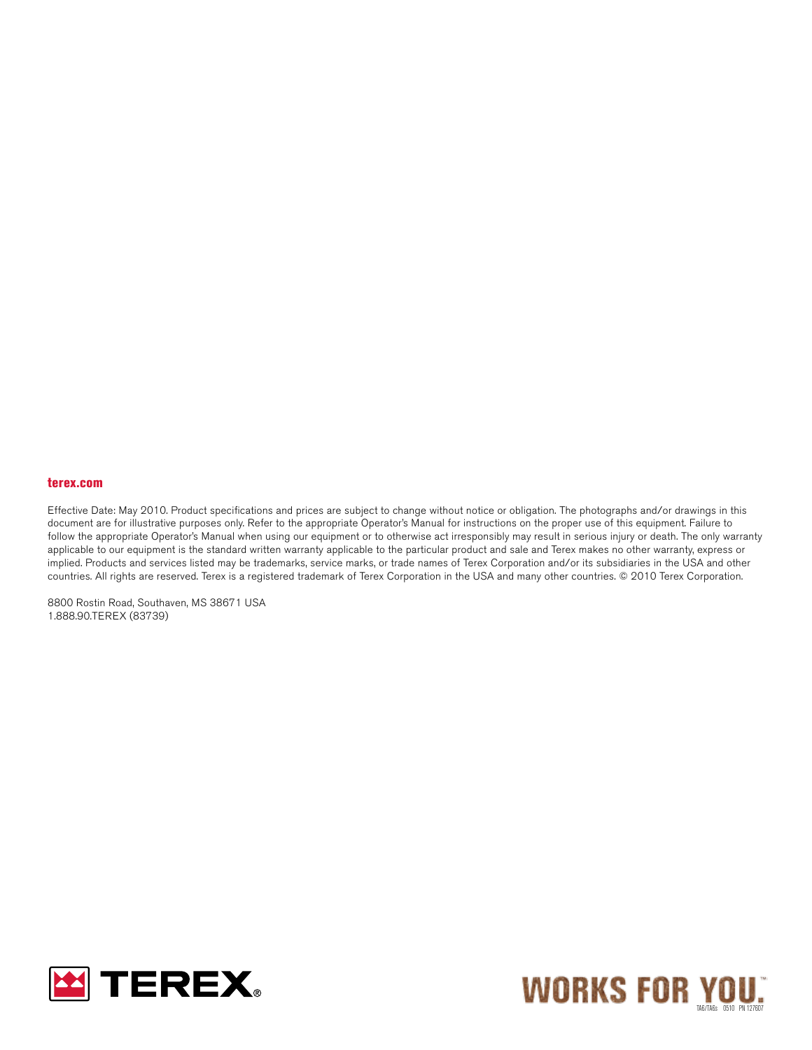**terex.com**

Effective Date: May 2010. Product specifications and prices are subject to change without notice or obligation. The photographs and/or drawings in this document are for illustrative purposes only. Refer to the appropriate Operator's Manual for instructions on the proper use of this equipment. Failure to follow the appropriate Operator's Manual when using our equipment or to otherwise act irresponsibly may result in serious injury or death. The only warranty applicable to our equipment is the standard written warranty applicable to the particular product and sale and Terex makes no other warranty, express or implied. Products and services listed may be trademarks, service marks, or trade names of Terex Corporation and/or its subsidiaries in the USA and other countries. All rights are reserved. Terex is a registered trademark of Terex Corporation in the USA and many other countries. © 2010 Terex Corporation.

8800 Rostin Road, Southaven, MS 38671 USA
1.888.90.TEREX (83739)

TEREX®

WORKS FOR YOU.™

TAB/TABs 0510 PN 127607